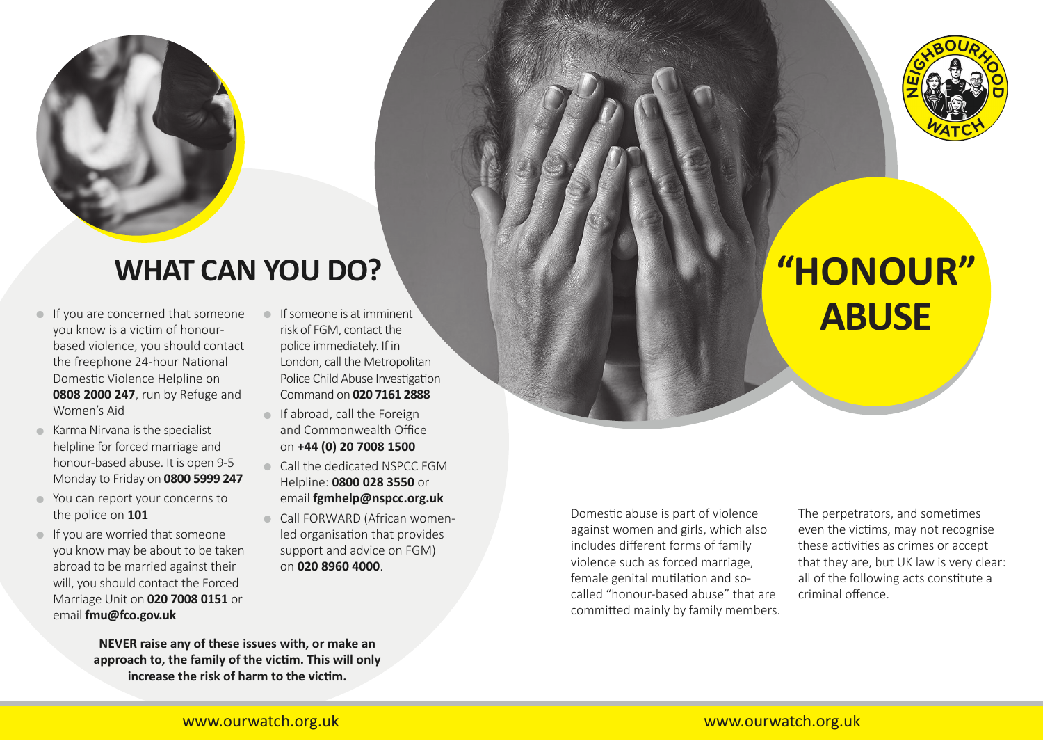# WHAT CAN YOU DO?

- If you are concerned that someone you know is a victim of honour-based violence, you should contact the freephone 24-hour National Domestic Violence Helpline on **0808 2000 247**, run by Refuge and Women's Aid
- Karma Nirvana is the specialist helpline for forced marriage and honour-based abuse. It is open 9-5 Monday to Friday on **0800 5999 247**
- You can report your concerns to the police on **101**
- If you are worried that someone you know may be about to be taken abroad to be married against their will, you should contact the Forced Marriage Unit on **020 7008 0151** or email **fmu@fco.gov.uk**
- If someone is at imminent risk of FGM, contact the police immediately. If in London, call the Metropolitan Police Child Abuse Investigation Command on **020 7161 2888**
- If abroad, call the Foreign and Commonwealth Office on **+44 (0) 20 7008 1500**
- Call the dedicated NSPCC FGM Helpline: **0800 028 3550** or email **fgmhelp@nspcc.org.uk**
- Call FORWARD (African women-led organisation that provides support and advice on FGM) on **020 8960 4000**.

**NEVER raise any of these issues with, or make an approach to, the family of the victim. This will only increase the risk of harm to the victim.**

www.ourwatch.org.uk

NEIGHBOURHOOD WATCH

# "HONOUR" ABUSE

Domestic abuse is part of violence against women and girls, which also includes different forms of family violence such as forced marriage, female genital mutilation and so-called "honour-based abuse" that are committed mainly by family members.

The perpetrators, and sometimes even the victims, may not recognise these activities as crimes or accept that they are, but UK law is very clear: all of the following acts constitute a criminal offence.

www.ourwatch.org.uk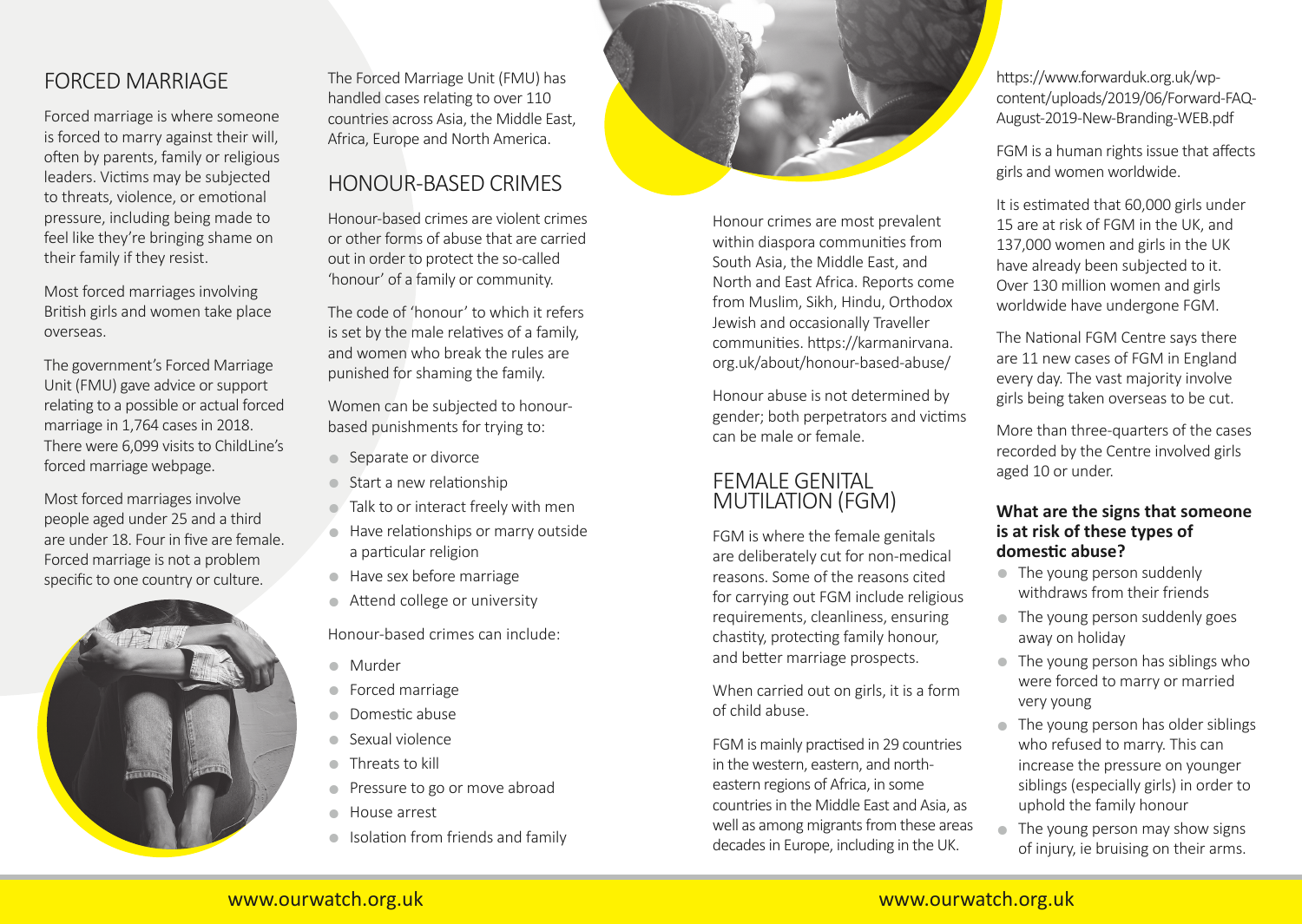## FORCED MARRIAGE

Forced marriage is where someone is forced to marry against their will, often by parents, family or religious leaders. Victims may be subjected to threats, violence, or emotional pressure, including being made to feel like they're bringing shame on their family if they resist.

Most forced marriages involving British girls and women take place overseas.

The government's Forced Marriage Unit (FMU) gave advice or support relating to a possible or actual forced marriage in 1,764 cases in 2018. There were 6,099 visits to ChildLine's forced marriage webpage.

Most forced marriages involve people aged under 25 and a third are under 18. Four in five are female. Forced marriage is not a problem specific to one country or culture.

The Forced Marriage Unit (FMU) has handled cases relating to over 110 countries across Asia, the Middle East, Africa, Europe and North America.

## HONOUR-BASED CRIMES

Honour-based crimes are violent crimes or other forms of abuse that are carried out in order to protect the so-called 'honour' of a family or community.

The code of 'honour' to which it refers is set by the male relatives of a family, and women who break the rules are punished for shaming the family.

Women can be subjected to honour-based punishments for trying to:

- Separate or divorce
- Start a new relationship
- Talk to or interact freely with men
- Have relationships or marry outside a particular religion
- Have sex before marriage
- Attend college or university

Honour-based crimes can include:

- Murder
- Forced marriage
- Domestic abuse
- Sexual violence
- Threats to kill
- Pressure to go or move abroad
- House arrest
- Isolation from friends and family

Honour crimes are most prevalent within diaspora communities from South Asia, the Middle East, and North and East Africa. Reports come from Muslim, Sikh, Hindu, Orthodox Jewish and occasionally Traveller communities. https://karmanirvana.org.uk/about/honour-based-abuse/

Honour abuse is not determined by gender; both perpetrators and victims can be male or female.

## FEMALE GENITAL MUTILATION (FGM)

FGM is where the female genitals are deliberately cut for non-medical reasons. Some of the reasons cited for carrying out FGM include religious requirements, cleanliness, ensuring chastity, protecting family honour, and better marriage prospects.

When carried out on girls, it is a form of child abuse.

FGM is mainly practised in 29 countries in the western, eastern, and north-eastern regions of Africa, in some countries in the Middle East and Asia, as well as among migrants from these areas decades in Europe, including in the UK.

https://www.forwarduk.org.uk/wp-content/uploads/2019/06/Forward-FAQ-August-2019-New-Branding-WEB.pdf

FGM is a human rights issue that affects girls and women worldwide.

It is estimated that 60,000 girls under 15 are at risk of FGM in the UK, and 137,000 women and girls in the UK have already been subjected to it. Over 130 million women and girls worldwide have undergone FGM.

The National FGM Centre says there are 11 new cases of FGM in England every day. The vast majority involve girls being taken overseas to be cut.

More than three-quarters of the cases recorded by the Centre involved girls aged 10 or under.

### What are the signs that someone is at risk of these types of domestic abuse?

- The young person suddenly withdraws from their friends
- The young person suddenly goes away on holiday
- The young person has siblings who were forced to marry or married very young
- The young person has older siblings who refused to marry. This can increase the pressure on younger siblings (especially girls) in order to uphold the family honour
- The young person may show signs of injury, ie bruising on their arms.

www.ourwatch.org.uk